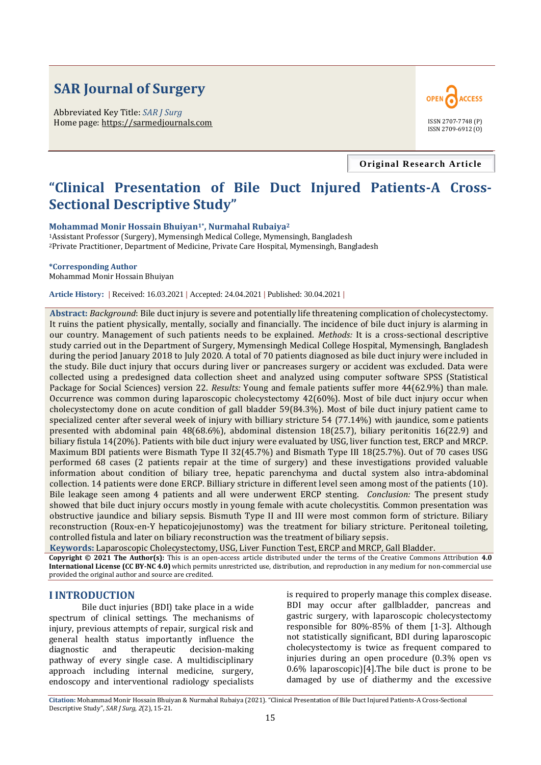# SAR Journal of Surgery

Abbreviated Key Title: *SAR J Surg*
Home page: https://sarmedjournals.com

OPEN ACCESS

ISSN 2707-7748 (P)
ISSN 2709-6912 (O)

**Original Research Article**

# "Clinical Presentation of Bile Duct Injured Patients-A Cross-Sectional Descriptive Study"

**Mohammad Monir Hossain Bhuiyan[1*], Nurmahal Rubaiya[2]**

[1]Assistant Professor (Surgery), Mymensingh Medical College, Mymensingh, Bangladesh
[2]Private Practitioner, Department of Medicine, Private Care Hospital, Mymensingh, Bangladesh

**\*Corresponding Author**
Mohammad Monir Hossain Bhuiyan

**Article History:** | Received: 16.03.2021 | Accepted: 24.04.2021 | Published: 30.04.2021 |

**Abstract:** *Background*: Bile duct injury is severe and potentially life threatening complication of cholecystectomy. It ruins the patient physically, mentally, socially and financially. The incidence of bile duct injury is alarming in our country. Management of such patients needs to be explained. *Methods:* It is a cross-sectional descriptive study carried out in the Department of Surgery, Mymensingh Medical College Hospital, Mymensingh, Bangladesh during the period January 2018 to July 2020. A total of 70 patients diagnosed as bile duct injury were included in the study. Bile duct injury that occurs during liver or pancreases surgery or accident was excluded. Data were collected using a predesigned data collection sheet and analyzed using computer software SPSS (Statistical Package for Social Sciences) version 22. *Results:* Young and female patients suffer more 44(62.9%) than male. Occurrence was common during laparoscopic cholecystectomy 42(60%). Most of bile duct injury occur when cholecystectomy done on acute condition of gall bladder 59(84.3%). Most of bile duct injury patient came to specialized center after several week of injury with billiary stricture 54 (77.14%) with jaundice, some patients presented with abdominal pain 48(68.6%), abdominal distension 18(25.7), biliary peritonitis 16(22.9) and biliary fistula 14(20%). Patients with bile duct injury were evaluated by USG, liver function test, ERCP and MRCP. Maximum BDI patients were Bismath Type II 32(45.7%) and Bismath Type III 18(25.7%). Out of 70 cases USG performed 68 cases (2 patients repair at the time of surgery) and these investigations provided valuable information about condition of biliary tree, hepatic parenchyma and ductal system also intra-abdominal collection. 14 patients were done ERCP. Billiary stricture in different level seen among most of the patients (10). Bile leakage seen among 4 patients and all were underwent ERCP stenting. *Conclusion:* The present study showed that bile duct injury occurs mostly in young female with acute cholecystitis. Common presentation was obstructive jaundice and biliary sepsis. Bismuth Type II and III were most common form of stricture. Biliary reconstruction (Roux-en-Y hepaticojejunostomy) was the treatment for biliary stricture. Peritoneal toileting, controlled fistula and later on biliary reconstruction was the treatment of biliary sepsis.

**Keywords:** Laparoscopic Cholecystectomy, USG, Liver Function Test, ERCP and MRCP, Gall Bladder.

**Copyright © 2021 The Author(s):** This is an open-access article distributed under the terms of the Creative Commons Attribution **4.0 International License (CC BY-NC 4.0)** which permits unrestricted use, distribution, and reproduction in any medium for non-commercial use provided the original author and source are credited.

## I INTRODUCTION

Bile duct injuries (BDI) take place in a wide spectrum of clinical settings. The mechanisms of injury, previous attempts of repair, surgical risk and general health status importantly influence the diagnostic and therapeutic decision-making pathway of every single case. A multidisciplinary approach including internal medicine, surgery, endoscopy and interventional radiology specialists is required to properly manage this complex disease. BDI may occur after gallbladder, pancreas and gastric surgery, with laparoscopic cholecystectomy responsible for 80%-85% of them [1-3]. Although not statistically significant, BDI during laparoscopic cholecystectomy is twice as frequent compared to injuries during an open procedure (0.3% open vs 0.6% laparoscopic)[4].The bile duct is prone to be damaged by use of diathermy and the excessive

**Citation:** Mohammad Monir Hossain Bhuiyan & Nurmahal Rubaiya (2021). "Clinical Presentation of Bile Duct Injured Patients-A Cross-Sectional Descriptive Study", *SAR J Surg*, *2*(2), 15-21.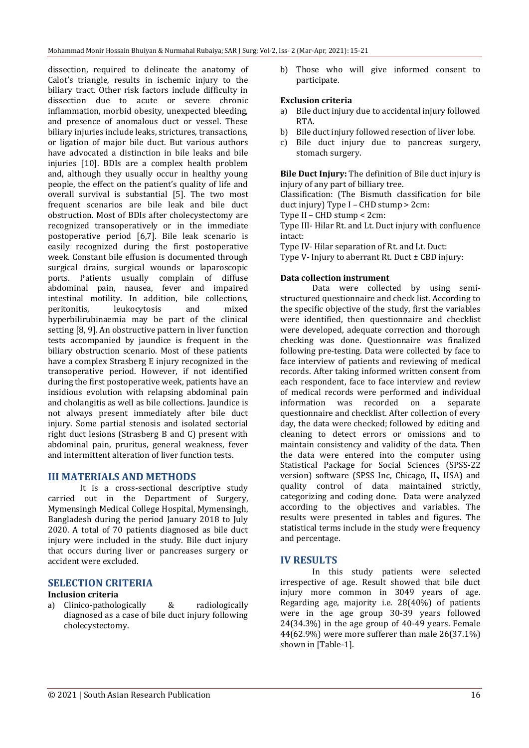dissection, required to delineate the anatomy of Calot's triangle, results in ischemic injury to the biliary tract. Other risk factors include difficulty in dissection due to acute or severe chronic inflammation, morbid obesity, unexpected bleeding, and presence of anomalous duct or vessel. These biliary injuries include leaks, strictures, transactions, or ligation of major bile duct. But various authors have advocated a distinction in bile leaks and bile injuries [10]. BDIs are a complex health problem and, although they usually occur in healthy young people, the effect on the patient's quality of life and overall survival is substantial [5]. The two most frequent scenarios are bile leak and bile duct obstruction. Most of BDIs after cholecystectomy are recognized transoperatively or in the immediate postoperative period [6,7]. Bile leak scenario is easily recognized during the first postoperative week. Constant bile effusion is documented through surgical drains, surgical wounds or laparoscopic ports. Patients usually complain of diffuse abdominal pain, nausea, fever and impaired intestinal motility. In addition, bile collections, peritonitis, leukocytosis and mixed hyperbilirubinaemia may be part of the clinical setting [8, 9]. An obstructive pattern in liver function tests accompanied by jaundice is frequent in the biliary obstruction scenario. Most of these patients have a complex Strasberg E injury recognized in the transoperative period. However, if not identified during the first postoperative week, patients have an insidious evolution with relapsing abdominal pain and cholangitis as well as bile collections. Jaundice is not always present immediately after bile duct injury. Some partial stenosis and isolated sectorial right duct lesions (Strasberg B and C) present with abdominal pain, pruritus, general weakness, fever and intermittent alteration of liver function tests.

## III MATERIALS AND METHODS

It is a cross-sectional descriptive study carried out in the Department of Surgery, Mymensingh Medical College Hospital, Mymensingh, Bangladesh during the period January 2018 to July 2020. A total of 70 patients diagnosed as bile duct injury were included in the study. Bile duct injury that occurs during liver or pancreases surgery or accident were excluded.

## SELECTION CRITERIA

### Inclusion criteria

a) Clinico-pathologically & radiologically diagnosed as a case of bile duct injury following cholecystectomy.
b) Those who will give informed consent to participate.

### Exclusion criteria

a) Bile duct injury due to accidental injury followed RTA.
b) Bile duct injury followed resection of liver lobe.
c) Bile duct injury due to pancreas surgery, stomach surgery.

**Bile Duct Injury:** The definition of Bile duct injury is injury of any part of billiary tree.

Classification: (The Bismuth classification for bile duct injury) Type I – CHD stump > 2cm:

Type II – CHD stump < 2cm:

Type III- Hilar Rt. and Lt. Duct injury with confluence intact:

Type IV- Hilar separation of Rt. and Lt. Duct:

Type V- Injury to aberrant Rt. Duct ± CBD injury:

### Data collection instrument

Data were collected by using semi-structured questionnaire and check list. According to the specific objective of the study, first the variables were identified, then questionnaire and checklist were developed, adequate correction and thorough checking was done. Questionnaire was finalized following pre-testing. Data were collected by face to face interview of patients and reviewing of medical records. After taking informed written consent from each respondent, face to face interview and review of medical records were performed and individual information was recorded on a separate questionnaire and checklist. After collection of every day, the data were checked; followed by editing and cleaning to detect errors or omissions and to maintain consistency and validity of the data. Then the data were entered into the computer using Statistical Package for Social Sciences (SPSS-22 version) software (SPSS Inc, Chicago, IL, USA) and quality control of data maintained strictly, categorizing and coding done. Data were analyzed according to the objectives and variables. The results were presented in tables and figures. The statistical terms include in the study were frequency and percentage.

## IV RESULTS

In this study patients were selected irrespective of age. Result showed that bile duct injury more common in 3049 years of age. Regarding age, majority i.e. 28(40%) of patients were in the age group 30-39 years followed 24(34.3%) in the age group of 40-49 years. Female 44(62.9%) were more sufferer than male 26(37.1%) shown in [Table-1].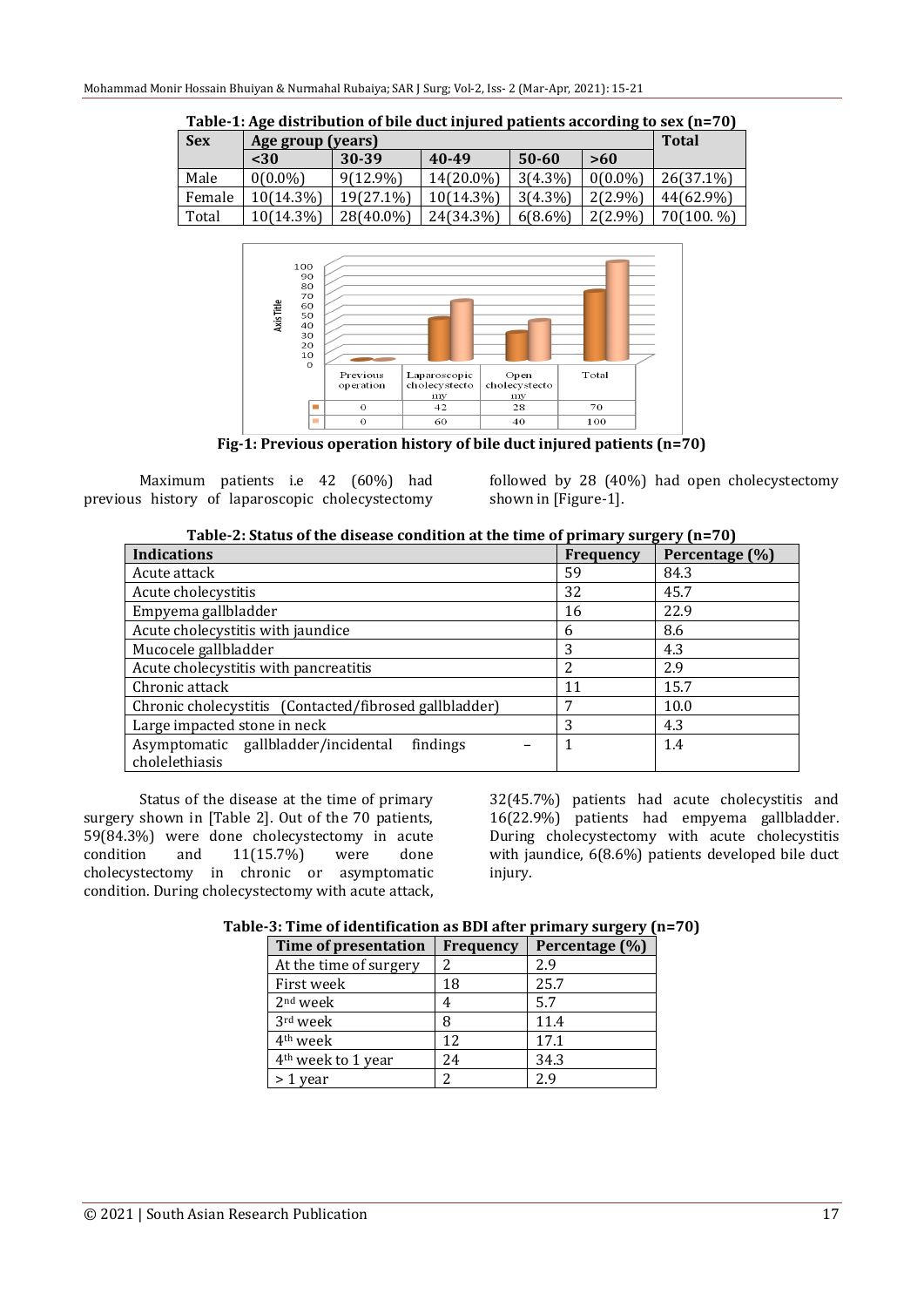**Table-1: Age distribution of bile duct injured patients according to sex (n=70)**

| Sex | Age group (years) | | | | | Total |
|---|---|---|---|---|---|---|
| | <30 | 30-39 | 40-49 | 50-60 | >60 | |
| Male | 0(0.0%) | 9(12.9%) | 14(20.0%) | 3(4.3%) | 0(0.0%) | 26(37.1%) |
| Female | 10(14.3%) | 19(27.1%) | 10(14.3%) | 3(4.3%) | 2(2.9%) | 44(62.9%) |
| Total | 10(14.3%) | 28(40.0%) | 24(34.3%) | 6(8.6%) | 2(2.9%) | 70(100. %) |

| | Previous operation | Laparoscopic cholecystectomy | Open cholecystectomy | Total |
|---|---|---|---|---|
| ■ | 0 | 42 | 28 | 70 |
| ■ | 0 | 60 | 40 | 100 |

**Fig-1: Previous operation history of bile duct injured patients (n=70)**

Maximum patients i.e 42 (60%) had previous history of laparoscopic cholecystectomy followed by 28 (40%) had open cholecystectomy shown in [Figure-1].

**Table-2: Status of the disease condition at the time of primary surgery (n=70)**

| Indications | Frequency | Percentage (%) |
|---|---|---|
| Acute attack | 59 | 84.3 |
| Acute cholecystitis | 32 | 45.7 |
| Empyema gallbladder | 16 | 22.9 |
| Acute cholecystitis with jaundice | 6 | 8.6 |
| Mucocele gallbladder | 3 | 4.3 |
| Acute cholecystitis with pancreatitis | 2 | 2.9 |
| Chronic attack | 11 | 15.7 |
| Chronic cholecystitis (Contacted/fibrosed gallbladder) | 7 | 10.0 |
| Large impacted stone in neck | 3 | 4.3 |
| Asymptomatic gallbladder/incidental findings – cholelethiasis | 1 | 1.4 |

Status of the disease at the time of primary surgery shown in [Table 2]. Out of the 70 patients, 59(84.3%) were done cholecystectomy in acute condition and 11(15.7%) were done cholecystectomy in chronic or asymptomatic condition. During cholecystectomy with acute attack, 32(45.7%) patients had acute cholecystitis and 16(22.9%) patients had empyema gallbladder. During cholecystectomy with acute cholecystitis with jaundice, 6(8.6%) patients developed bile duct injury.

**Table-3: Time of identification as BDI after primary surgery (n=70)**

| Time of presentation | Frequency | Percentage (%) |
|---|---|---|
| At the time of surgery | 2 | 2.9 |
| First week | 18 | 25.7 |
| 2nd week | 4 | 5.7 |
| 3rd week | 8 | 11.4 |
| 4th week | 12 | 17.1 |
| 4th week to 1 year | 24 | 34.3 |
| > 1 year | 2 | 2.9 |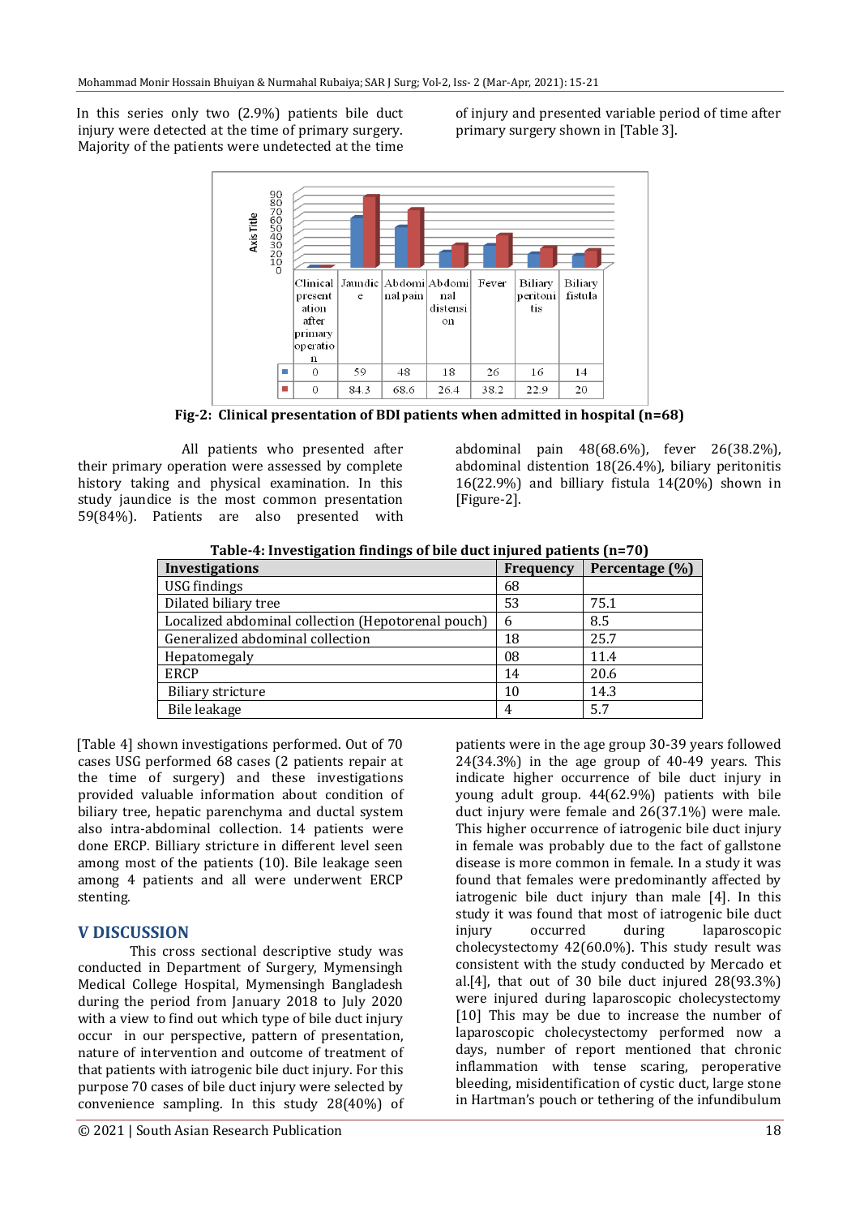In this series only two (2.9%) patients bile duct injury were detected at the time of primary surgery. Majority of the patients were undetected at the time of injury and presented variable period of time after primary surgery shown in [Table 3].

| | Clinical presentation after primary operation | Jaundice | Abdominal pain | Abdominal distension | Fever | Biliary peritonitis | Biliary fistula |
|---|---|---|---|---|---|---|---|
| ■ (blue) | 0 | 59 | 48 | 18 | 26 | 16 | 14 |
| ■ (red) | 0 | 84.3 | 68.6 | 26.4 | 38.2 | 22.9 | 20 |

**Fig-2: Clinical presentation of BDI patients when admitted in hospital (n=68)**

All patients who presented after their primary operation were assessed by complete history taking and physical examination. In this study jaundice is the most common presentation 59(84%). Patients are also presented with abdominal pain 48(68.6%), fever 26(38.2%), abdominal distention 18(26.4%), biliary peritonitis 16(22.9%) and billiary fistula 14(20%) shown in [Figure-2].

**Table-4: Investigation findings of bile duct injured patients (n=70)**

| Investigations | Frequency | Percentage (%) |
|---|---|---|
| USG findings | 68 | |
| Dilated biliary tree | 53 | 75.1 |
| Localized abdominal collection (Hepotorenal pouch) | 6 | 8.5 |
| Generalized abdominal collection | 18 | 25.7 |
| Hepatomegaly | 08 | 11.4 |
| ERCP | 14 | 20.6 |
| Biliary stricture | 10 | 14.3 |
| Bile leakage | 4 | 5.7 |

[Table 4] shown investigations performed. Out of 70 cases USG performed 68 cases (2 patients repair at the time of surgery) and these investigations provided valuable information about condition of biliary tree, hepatic parenchyma and ductal system also intra-abdominal collection. 14 patients were done ERCP. Billiary stricture in different level seen among most of the patients (10). Bile leakage seen among 4 patients and all were underwent ERCP stenting.

## V DISCUSSION

This cross sectional descriptive study was conducted in Department of Surgery, Mymensingh Medical College Hospital, Mymensingh Bangladesh during the period from January 2018 to July 2020 with a view to find out which type of bile duct injury occur in our perspective, pattern of presentation, nature of intervention and outcome of treatment of that patients with iatrogenic bile duct injury. For this purpose 70 cases of bile duct injury were selected by convenience sampling. In this study 28(40%) of patients were in the age group 30-39 years followed 24(34.3%) in the age group of 40-49 years. This indicate higher occurrence of bile duct injury in young adult group. 44(62.9%) patients with bile duct injury were female and 26(37.1%) were male. This higher occurrence of iatrogenic bile duct injury in female was probably due to the fact of gallstone disease is more common in female. In a study it was found that females were predominantly affected by iatrogenic bile duct injury than male [4]. In this study it was found that most of iatrogenic bile duct injury occurred during laparoscopic cholecystectomy 42(60.0%). This study result was consistent with the study conducted by Mercado et al.[4], that out of 30 bile duct injured 28(93.3%) were injured during laparoscopic cholecystectomy [10] This may be due to increase the number of laparoscopic cholecystectomy performed now a days, number of report mentioned that chronic inflammation with tense scaring, peroperative bleeding, misidentification of cystic duct, large stone in Hartman's pouch or tethering of the infundibulum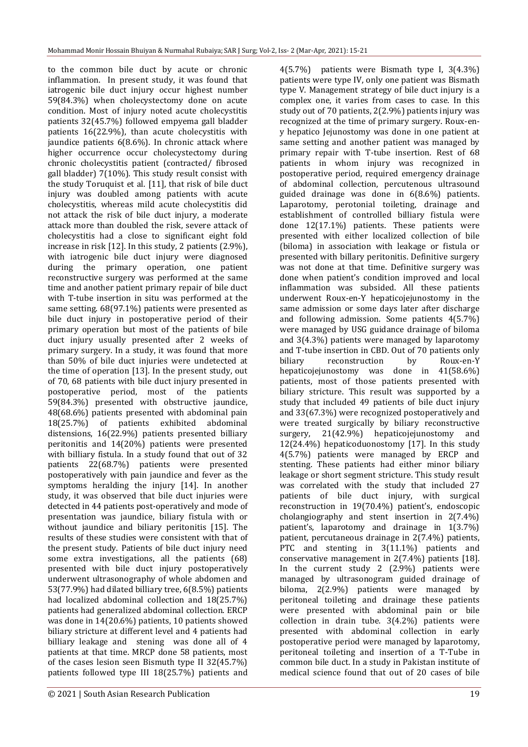to the common bile duct by acute or chronic inflammation. In present study, it was found that iatrogenic bile duct injury occur highest number 59(84.3%) when cholecystectomy done on acute condition. Most of injury noted acute cholecystitis patients 32(45.7%) followed empyema gall bladder patients 16(22.9%), than acute cholecystitis with jaundice patients 6(8.6%). In chronic attack where higher occurrence occur cholecystectomy during chronic cholecystitis patient (contracted/ fibrosed gall bladder) 7(10%). This study result consist with the study Toruquist et al. [11], that risk of bile duct injury was doubled among patients with acute cholecystitis, whereas mild acute cholecystitis did not attack the risk of bile duct injury, a moderate attack more than doubled the risk, severe attack of cholecystitis had a close to significant eight fold increase in risk [12]. In this study, 2 patients (2.9%), with iatrogenic bile duct injury were diagnosed during the primary operation, one patient reconstructive surgery was performed at the same time and another patient primary repair of bile duct with T-tube insertion in situ was performed at the same setting. 68(97.1%) patients were presented as bile duct injury in postoperative period of their primary operation but most of the patients of bile duct injury usually presented after 2 weeks of primary surgery. In a study, it was found that more than 50% of bile duct injuries were undetected at the time of operation [13]. In the present study, out of 70, 68 patients with bile duct injury presented in postoperative period, most of the patients 59(84.3%) presented with obstructive jaundice, 48(68.6%) patients presented with abdominal pain 18(25.7%) of patients exhibited abdominal distensions, 16(22.9%) patients presented billiary peritonitis and 14(20%) patients were presented with billiary fistula. In a study found that out of 32 patients 22(68.7%) patients were presented postoperatively with pain jaundice and fever as the symptoms heralding the injury [14]. In another study, it was observed that bile duct injuries were detected in 44 patients post-operatively and mode of presentation was jaundice, biliary fistula with or without jaundice and biliary peritonitis [15]. The results of these studies were consistent with that of the present study. Patients of bile duct injury need some extra investigations, all the patients (68) presented with bile duct injury postoperatively underwent ultrasonography of whole abdomen and 53(77.9%) had dilated billiary tree, 6(8.5%) patients had localized abdominal collection and 18(25.7%) patients had generalized abdominal collection. ERCP was done in 14(20.6%) patients, 10 patients showed biliary stricture at different level and 4 patients had billiary leakage and stening was done all of 4 patients at that time. MRCP done 58 patients, most of the cases lesion seen Bismuth type II 32(45.7%) patients followed type III 18(25.7%) patients and 4(5.7%) patients were Bismath type I, 3(4.3%) patients were type IV, only one patient was Bismath type V. Management strategy of bile duct injury is a complex one, it varies from cases to case. In this study out of 70 patients, 2(2.9%) patients injury was recognized at the time of primary surgery. Roux-en-y hepatico Jejunostomy was done in one patient at same setting and another patient was managed by primary repair with T-tube insertion. Rest of 68 patients in whom injury was recognized in postoperative period, required emergency drainage of abdominal collection, percutenous ultrasound guided drainage was done in 6(8.6%) patients. Laparotomy, perotonial toileting, drainage and establishment of controlled billiary fistula were done 12(17.1%) patients. These patients were presented with either localized collection of bile (biloma) in association with leakage or fistula or presented with billary peritonitis. Definitive surgery was not done at that time. Definitive surgery was done when patient's condition improved and local inflammation was subsided. All these patients underwent Roux-en-Y hepaticojejunostomy in the same admission or some days later after discharge and following admission. Some patients 4(5.7%) were managed by USG guidance drainage of biloma and 3(4.3%) patients were managed by laparotomy and T-tube insertion in CBD. Out of 70 patients only biliary reconstruction by Roux-en-Y hepaticojejunostomy was done in 41(58.6%) patients, most of those patients presented with biliary stricture. This result was supported by a study that included 49 patients of bile duct injury and 33(67.3%) were recognized postoperatively and were treated surgically by biliary reconstructive surgery, 21(42.9%) hepaticojejunostomy and 12(24.4%) hepaticoduonostomy [17]. In this study 4(5.7%) patients were managed by ERCP and stenting. These patients had either minor biliary leakage or short segment stricture. This study result was correlated with the study that included 27 patients of bile duct injury, with surgical reconstruction in 19(70.4%) patient's, endoscopic cholangiography and stent insertion in 2(7.4%) patient's, laparotomy and drainage in 1(3.7%) patient, percutaneous drainage in 2(7.4%) patients, PTC and stenting in 3(11.1%) patients and conservative management in 2(7.4%) patients [18]. In the current study 2 (2.9%) patients were managed by ultrasonogram guided drainage of biloma, 2(2.9%) patients were managed by peritoneal toileting and drainage these patients were presented with abdominal pain or bile collection in drain tube. 3(4.2%) patients were presented with abdominal collection in early postoperative period were managed by laparotomy, peritoneal toileting and insertion of a T-Tube in common bile duct. In a study in Pakistan institute of medical science found that out of 20 cases of bile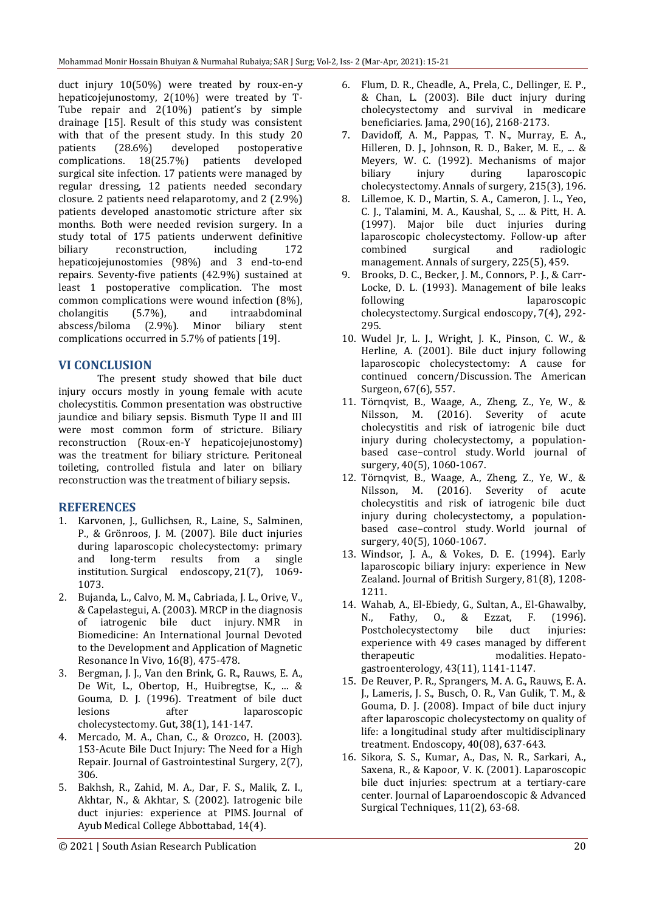duct injury 10(50%) were treated by roux-en-y hepaticojejunostomy, 2(10%) were treated by T-Tube repair and 2(10%) patient's by simple drainage [15]. Result of this study was consistent with that of the present study. In this study 20 patients (28.6%) developed postoperative complications. 18(25.7%) patients developed surgical site infection. 17 patients were managed by regular dressing, 12 patients needed secondary closure. 2 patients need relaparotomy, and 2 (2.9%) patients developed anastomotic stricture after six months. Both were needed revision surgery. In a study total of 175 patients underwent definitive biliary reconstruction, including 172 hepaticojejunostomies (98%) and 3 end-to-end repairs. Seventy-five patients (42.9%) sustained at least 1 postoperative complication. The most common complications were wound infection (8%), cholangitis (5.7%), and intraabdominal abscess/biloma (2.9%). Minor biliary stent complications occurred in 5.7% of patients [19].

## VI CONCLUSION

The present study showed that bile duct injury occurs mostly in young female with acute cholecystitis. Common presentation was obstructive jaundice and biliary sepsis. Bismuth Type II and III were most common form of stricture. Biliary reconstruction (Roux-en-Y hepaticojejunostomy) was the treatment for biliary stricture. Peritoneal toileting, controlled fistula and later on biliary reconstruction was the treatment of biliary sepsis.

## REFERENCES

1. Karvonen, J., Gullichsen, R., Laine, S., Salminen, P., & Grönroos, J. M. (2007). Bile duct injuries during laparoscopic cholecystectomy: primary and long-term results from a single institution. Surgical endoscopy, 21(7), 1069-1073.
2. Bujanda, L., Calvo, M. M., Cabriada, J. L., Orive, V., & Capelastegui, A. (2003). MRCP in the diagnosis of iatrogenic bile duct injury. NMR in Biomedicine: An International Journal Devoted to the Development and Application of Magnetic Resonance In Vivo, 16(8), 475-478.
3. Bergman, J. J., Van den Brink, G. R., Rauws, E. A., De Wit, L., Obertop, H., Huibregtse, K., ... & Gouma, D. J. (1996). Treatment of bile duct lesions after laparoscopic cholecystectomy. Gut, 38(1), 141-147.
4. Mercado, M. A., Chan, C., & Orozco, H. (2003). 153-Acute Bile Duct Injury: The Need for a High Repair. Journal of Gastrointestinal Surgery, 2(7), 306.
5. Bakhsh, R., Zahid, M. A., Dar, F. S., Malik, Z. I., Akhtar, N., & Akhtar, S. (2002). Iatrogenic bile duct injuries: experience at PIMS. Journal of Ayub Medical College Abbottabad, 14(4).
6. Flum, D. R., Cheadle, A., Prela, C., Dellinger, E. P., & Chan, L. (2003). Bile duct injury during cholecystectomy and survival in medicare beneficiaries. Jama, 290(16), 2168-2173.
7. Davidoff, A. M., Pappas, T. N., Murray, E. A., Hilleren, D. J., Johnson, R. D., Baker, M. E., ... & Meyers, W. C. (1992). Mechanisms of major biliary injury during laparoscopic cholecystectomy. Annals of surgery, 215(3), 196.
8. Lillemoe, K. D., Martin, S. A., Cameron, J. L., Yeo, C. J., Talamini, M. A., Kaushal, S., ... & Pitt, H. A. (1997). Major bile duct injuries during laparoscopic cholecystectomy. Follow-up after combined surgical and radiologic management. Annals of surgery, 225(5), 459.
9. Brooks, D. C., Becker, J. M., Connors, P. J., & Carr-Locke, D. L. (1993). Management of bile leaks following laparoscopic cholecystectomy. Surgical endoscopy, 7(4), 292-295.
10. Wudel Jr, L. J., Wright, J. K., Pinson, C. W., & Herline, A. (2001). Bile duct injury following laparoscopic cholecystectomy: A cause for continued concern/Discussion. The American Surgeon, 67(6), 557.
11. Törnqvist, B., Waage, A., Zheng, Z., Ye, W., & Nilsson, M. (2016). Severity of acute cholecystitis and risk of iatrogenic bile duct injury during cholecystectomy, a population-based case–control study. World journal of surgery, 40(5), 1060-1067.
12. Törnqvist, B., Waage, A., Zheng, Z., Ye, W., & Nilsson, M. (2016). Severity of acute cholecystitis and risk of iatrogenic bile duct injury during cholecystectomy, a population-based case–control study. World journal of surgery, 40(5), 1060-1067.
13. Windsor, J. A., & Vokes, D. E. (1994). Early laparoscopic biliary injury: experience in New Zealand. Journal of British Surgery, 81(8), 1208-1211.
14. Wahab, A., El-Ebiedy, G., Sultan, A., El-Ghawalby, N., Fathy, O., & Ezzat, F. (1996). Postcholecystectomy bile duct injuries: experience with 49 cases managed by different therapeutic modalities. Hepato-gastroenterology, 43(11), 1141-1147.
15. De Reuver, P. R., Sprangers, M. A. G., Rauws, E. A. J., Lameris, J. S., Busch, O. R., Van Gulik, T. M., & Gouma, D. J. (2008). Impact of bile duct injury after laparoscopic cholecystectomy on quality of life: a longitudinal study after multidisciplinary treatment. Endoscopy, 40(08), 637-643.
16. Sikora, S. S., Kumar, A., Das, N. R., Sarkari, A., Saxena, R., & Kapoor, V. K. (2001). Laparoscopic bile duct injuries: spectrum at a tertiary-care center. Journal of Laparoendoscopic & Advanced Surgical Techniques, 11(2), 63-68.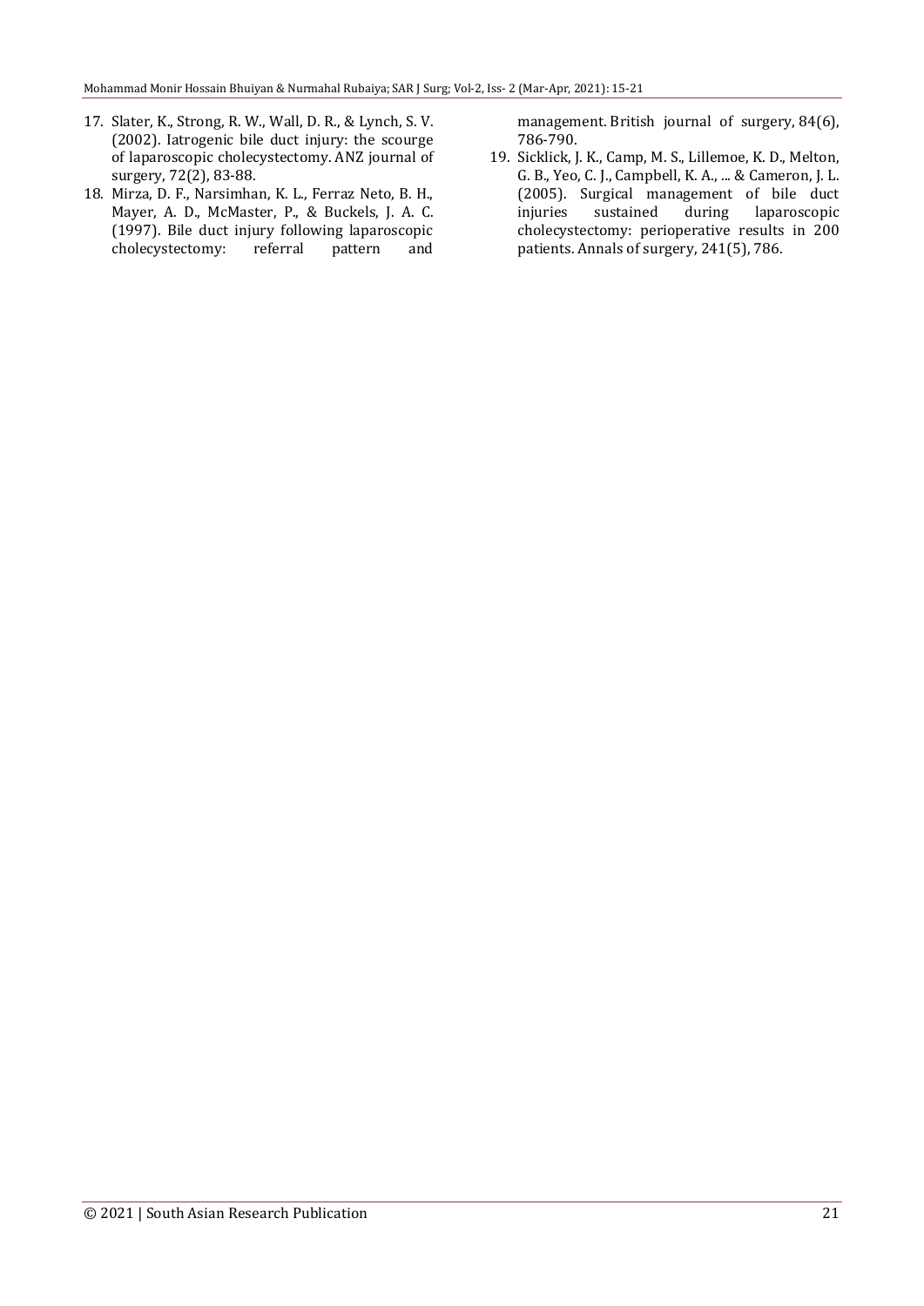17. Slater, K., Strong, R. W., Wall, D. R., & Lynch, S. V. (2002). Iatrogenic bile duct injury: the scourge of laparoscopic cholecystectomy. ANZ journal of surgery, 72(2), 83-88.
18. Mirza, D. F., Narsimhan, K. L., Ferraz Neto, B. H., Mayer, A. D., McMaster, P., & Buckels, J. A. C. (1997). Bile duct injury following laparoscopic cholecystectomy: referral pattern and management. British journal of surgery, 84(6), 786-790.
19. Sicklick, J. K., Camp, M. S., Lillemoe, K. D., Melton, G. B., Yeo, C. J., Campbell, K. A., ... & Cameron, J. L. (2005). Surgical management of bile duct injuries sustained during laparoscopic cholecystectomy: perioperative results in 200 patients. Annals of surgery, 241(5), 786.